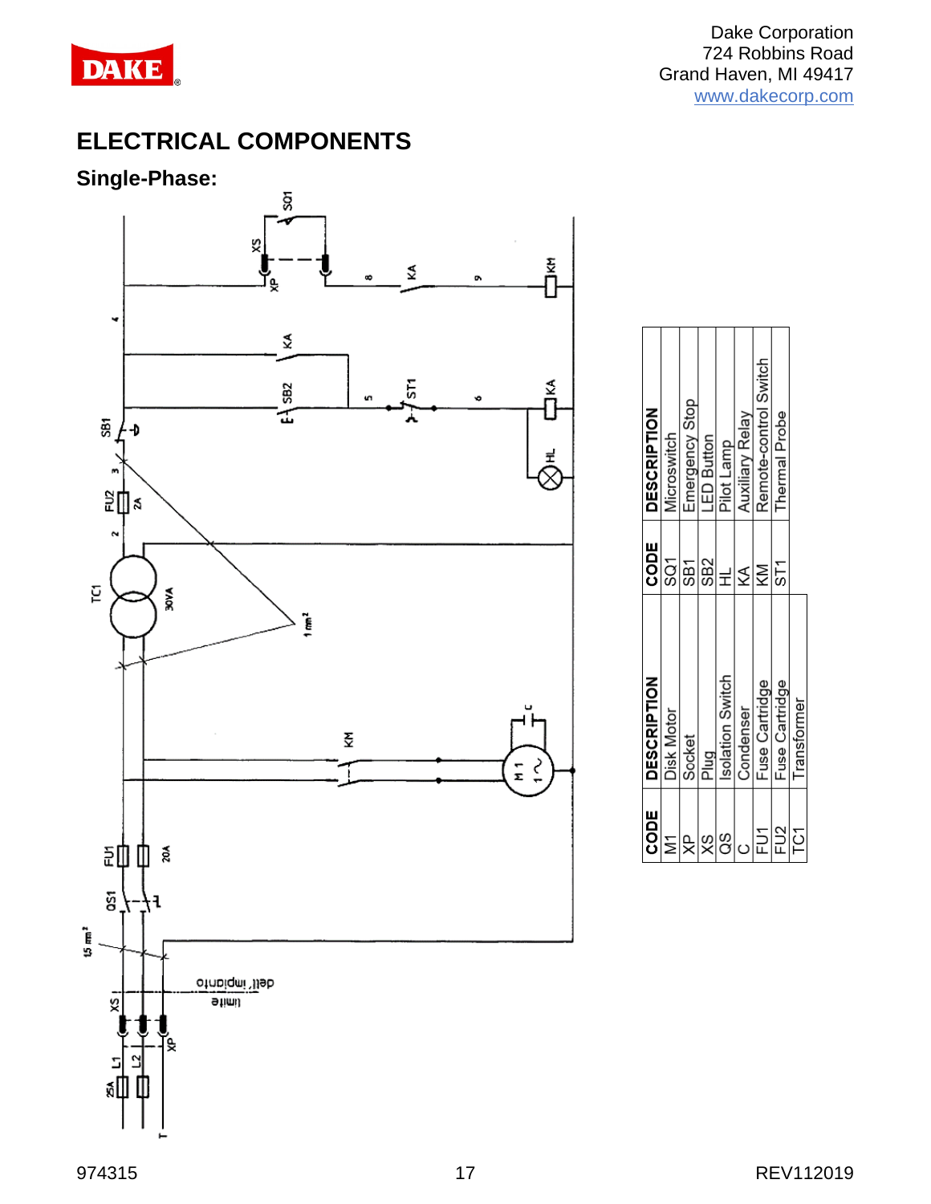# ELECTRICAL COMPONENTS

## Single-Phase:

| CODE | DESCRIPTION |
| --- | --- |
| M1 | Disk Motor |
| XP | Socket |
| XS | Plug |
| QS | Isolation Switch |
| C | Condenser |
| FU1 | Fuse Cartridge |
| FU2 | Fuse Cartridge |
| TC1 | Transformer |

| CODE | DESCRIPTION |
| --- | --- |
| SQ1 | Microswitch |
| SB1 | Emergency Stop |
| SB2 | LED Button |
| HL | Pilot Lamp |
| KA | Auxiliary Relay |
| KM | Remote-control Switch |
| ST1 | Thermal Probe |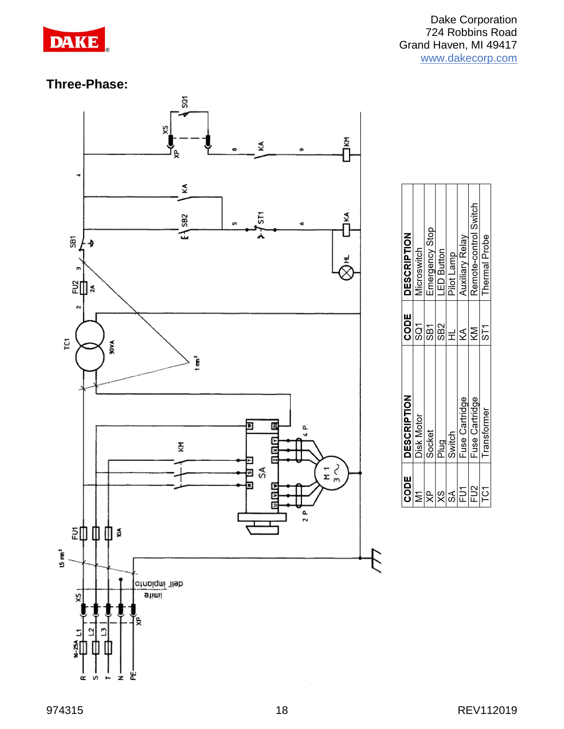## Three-Phase:

| CODE | DESCRIPTION | CODE | DESCRIPTION |
|---|---|---|---|
| M1 | Disk Motor | SQ1 | Microswitch |
| XP | Socket | SB1 | Emergency Stop |
| XS | Plug | SB2 | LED Button |
| SA | Switch | HL | Pilot Lamp |
| FU1 | Fuse Cartridge | KA | Auxiliary Relay |
| FU2 | Fuse Cartridge | KM | Remote-control Switch |
| TC1 | Transformer | ST1 | Thermal Probe |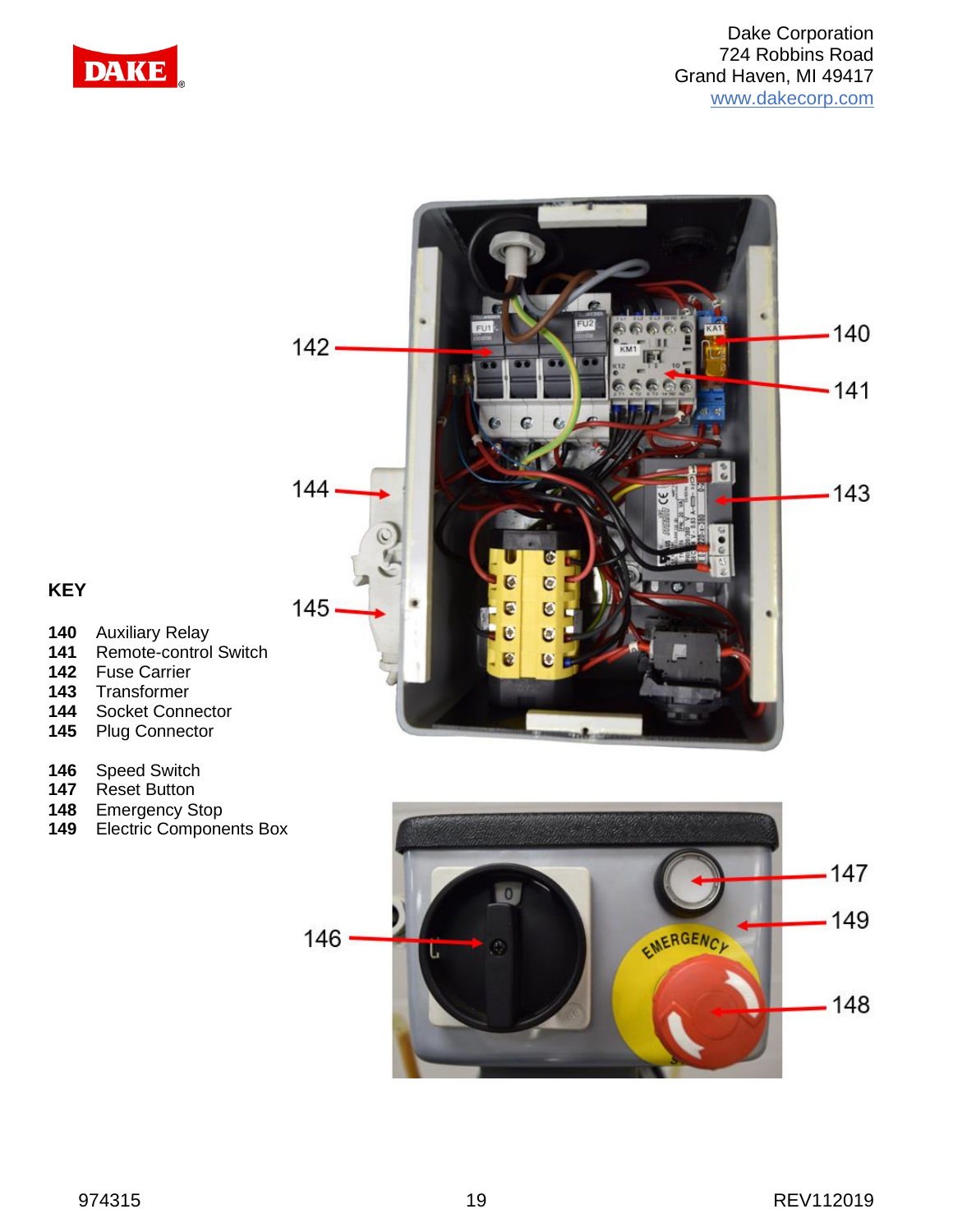## KEY

**140** Auxiliary Relay
**141** Remote-control Switch
**142** Fuse Carrier
**143** Transformer
**144** Socket Connector
**145** Plug Connector

**146** Speed Switch
**147** Reset Button
**148** Emergency Stop
**149** Electric Components Box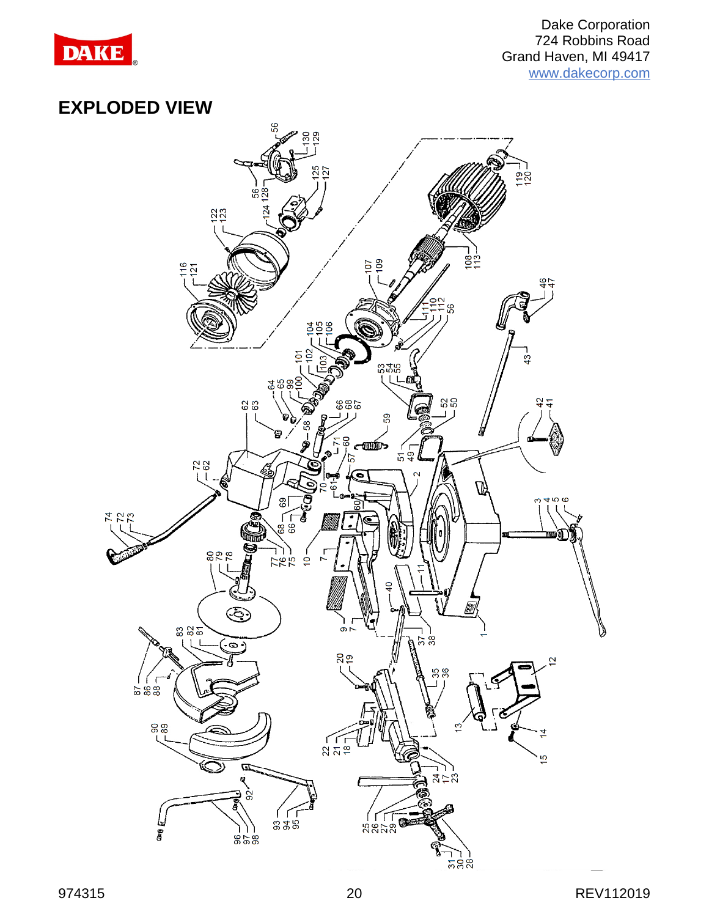# EXPLODED VIEW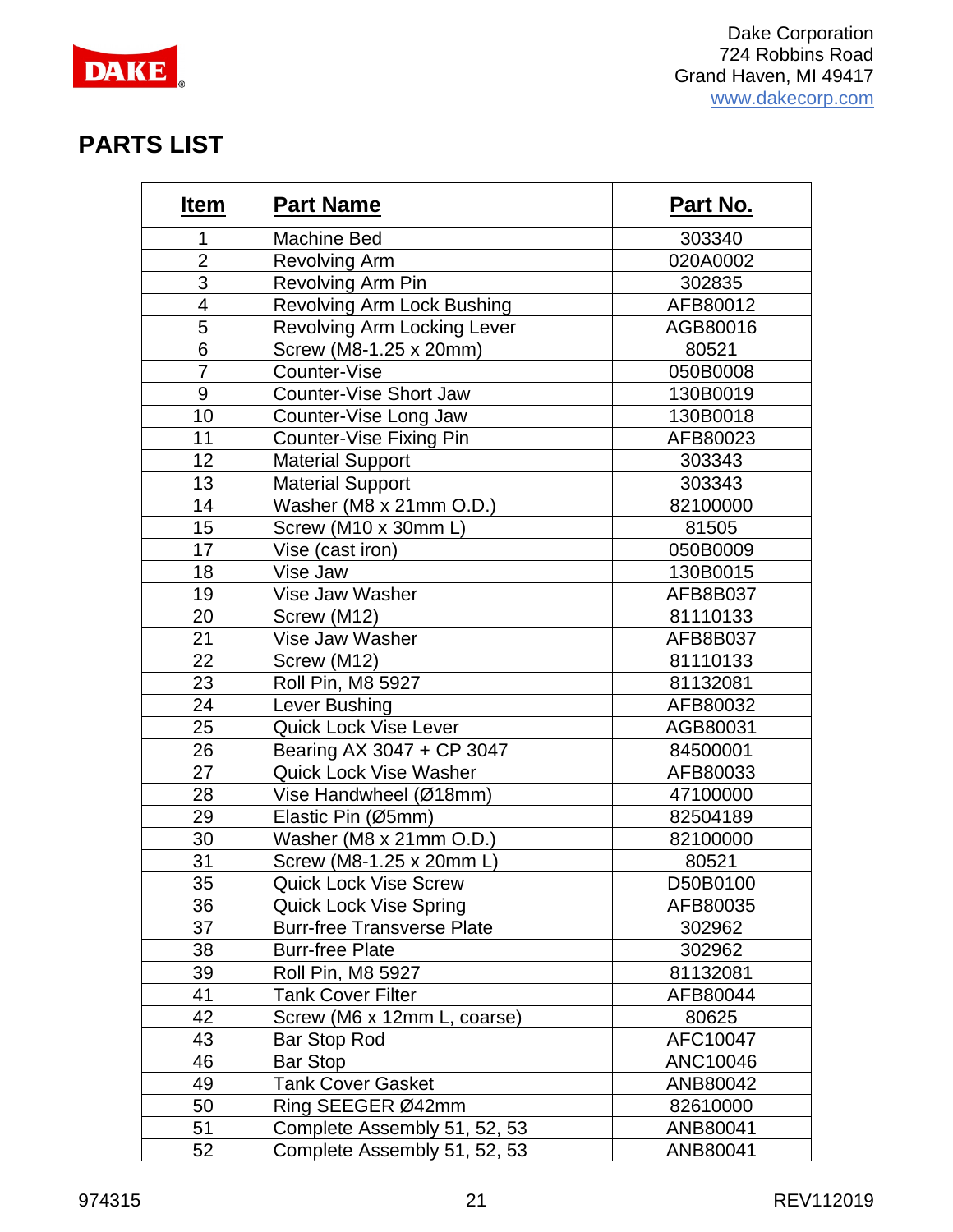Dake Corporation
724 Robbins Road
Grand Haven, MI 49417
www.dakecorp.com

## PARTS LIST

| Item | Part Name | Part No. |
|---|---|---|
| 1 | Machine Bed | 303340 |
| 2 | Revolving Arm | 020A0002 |
| 3 | Revolving Arm Pin | 302835 |
| 4 | Revolving Arm Lock Bushing | AFB80012 |
| 5 | Revolving Arm Locking Lever | AGB80016 |
| 6 | Screw (M8-1.25 x 20mm) | 80521 |
| 7 | Counter-Vise | 050B0008 |
| 9 | Counter-Vise Short Jaw | 130B0019 |
| 10 | Counter-Vise Long Jaw | 130B0018 |
| 11 | Counter-Vise Fixing Pin | AFB80023 |
| 12 | Material Support | 303343 |
| 13 | Material Support | 303343 |
| 14 | Washer (M8 x 21mm O.D.) | 82100000 |
| 15 | Screw (M10 x 30mm L) | 81505 |
| 17 | Vise (cast iron) | 050B0009 |
| 18 | Vise Jaw | 130B0015 |
| 19 | Vise Jaw Washer | AFB8B037 |
| 20 | Screw (M12) | 81110133 |
| 21 | Vise Jaw Washer | AFB8B037 |
| 22 | Screw (M12) | 81110133 |
| 23 | Roll Pin, M8 5927 | 81132081 |
| 24 | Lever Bushing | AFB80032 |
| 25 | Quick Lock Vise Lever | AGB80031 |
| 26 | Bearing AX 3047 + CP 3047 | 84500001 |
| 27 | Quick Lock Vise Washer | AFB80033 |
| 28 | Vise Handwheel (Ø18mm) | 47100000 |
| 29 | Elastic Pin (Ø5mm) | 82504189 |
| 30 | Washer (M8 x 21mm O.D.) | 82100000 |
| 31 | Screw (M8-1.25 x 20mm L) | 80521 |
| 35 | Quick Lock Vise Screw | D50B0100 |
| 36 | Quick Lock Vise Spring | AFB80035 |
| 37 | Burr-free Transverse Plate | 302962 |
| 38 | Burr-free Plate | 302962 |
| 39 | Roll Pin, M8 5927 | 81132081 |
| 41 | Tank Cover Filter | AFB80044 |
| 42 | Screw (M6 x 12mm L, coarse) | 80625 |
| 43 | Bar Stop Rod | AFC10047 |
| 46 | Bar Stop | ANC10046 |
| 49 | Tank Cover Gasket | ANB80042 |
| 50 | Ring SEEGER Ø42mm | 82610000 |
| 51 | Complete Assembly 51, 52, 53 | ANB80041 |
| 52 | Complete Assembly 51, 52, 53 | ANB80041 |

974315 REV112019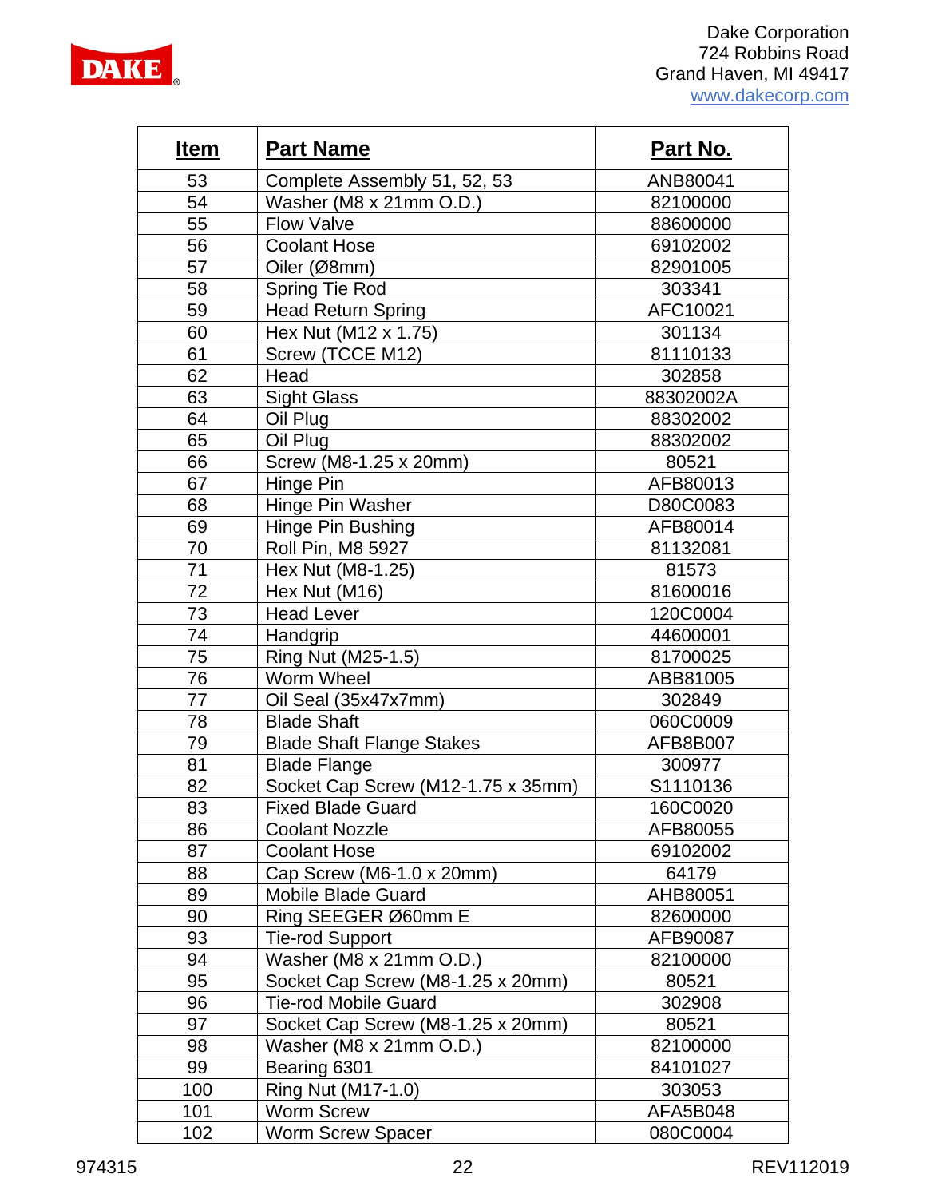| Item | Part Name | Part No. |
|---|---|---|
| 53 | Complete Assembly 51, 52, 53 | ANB80041 |
| 54 | Washer (M8 x 21mm O.D.) | 82100000 |
| 55 | Flow Valve | 88600000 |
| 56 | Coolant Hose | 69102002 |
| 57 | Oiler (Ø8mm) | 82901005 |
| 58 | Spring Tie Rod | 303341 |
| 59 | Head Return Spring | AFC10021 |
| 60 | Hex Nut (M12 x 1.75) | 301134 |
| 61 | Screw (TCCE M12) | 81110133 |
| 62 | Head | 302858 |
| 63 | Sight Glass | 88302002A |
| 64 | Oil Plug | 88302002 |
| 65 | Oil Plug | 88302002 |
| 66 | Screw (M8-1.25 x 20mm) | 80521 |
| 67 | Hinge Pin | AFB80013 |
| 68 | Hinge Pin Washer | D80C0083 |
| 69 | Hinge Pin Bushing | AFB80014 |
| 70 | Roll Pin, M8 5927 | 81132081 |
| 71 | Hex Nut (M8-1.25) | 81573 |
| 72 | Hex Nut (M16) | 81600016 |
| 73 | Head Lever | 120C0004 |
| 74 | Handgrip | 44600001 |
| 75 | Ring Nut (M25-1.5) | 81700025 |
| 76 | Worm Wheel | ABB81005 |
| 77 | Oil Seal (35x47x7mm) | 302849 |
| 78 | Blade Shaft | 060C0009 |
| 79 | Blade Shaft Flange Stakes | AFB8B007 |
| 81 | Blade Flange | 300977 |
| 82 | Socket Cap Screw (M12-1.75 x 35mm) | S1110136 |
| 83 | Fixed Blade Guard | 160C0020 |
| 86 | Coolant Nozzle | AFB80055 |
| 87 | Coolant Hose | 69102002 |
| 88 | Cap Screw (M6-1.0 x 20mm) | 64179 |
| 89 | Mobile Blade Guard | AHB80051 |
| 90 | Ring SEEGER Ø60mm E | 82600000 |
| 93 | Tie-rod Support | AFB90087 |
| 94 | Washer (M8 x 21mm O.D.) | 82100000 |
| 95 | Socket Cap Screw (M8-1.25 x 20mm) | 80521 |
| 96 | Tie-rod Mobile Guard | 302908 |
| 97 | Socket Cap Screw (M8-1.25 x 20mm) | 80521 |
| 98 | Washer (M8 x 21mm O.D.) | 82100000 |
| 99 | Bearing 6301 | 84101027 |
| 100 | Ring Nut (M17-1.0) | 303053 |
| 101 | Worm Screw | AFA5B048 |
| 102 | Worm Screw Spacer | 080C0004 |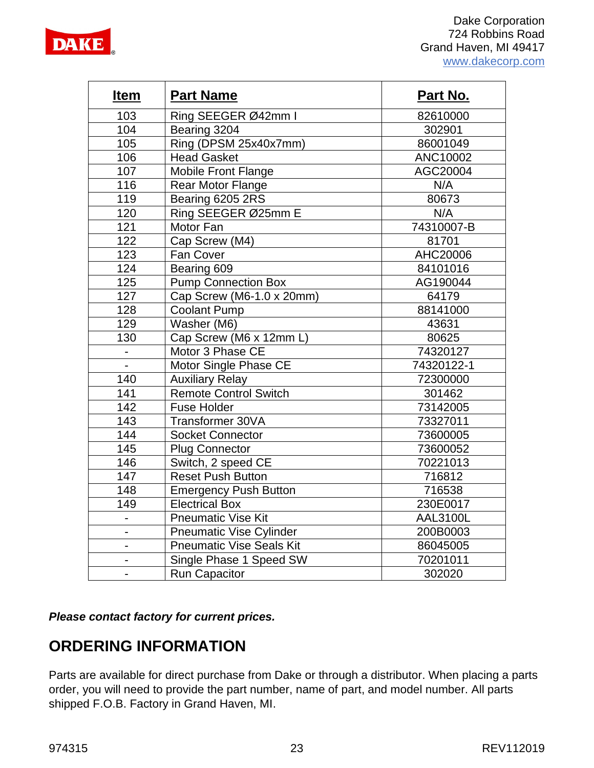| Item | Part Name | Part No. |
|---|---|---|
| 103 | Ring SEEGER Ø42mm I | 82610000 |
| 104 | Bearing 3204 | 302901 |
| 105 | Ring (DPSM 25x40x7mm) | 86001049 |
| 106 | Head Gasket | ANC10002 |
| 107 | Mobile Front Flange | AGC20004 |
| 116 | Rear Motor Flange | N/A |
| 119 | Bearing 6205 2RS | 80673 |
| 120 | Ring SEEGER Ø25mm E | N/A |
| 121 | Motor Fan | 74310007-B |
| 122 | Cap Screw (M4) | 81701 |
| 123 | Fan Cover | AHC20006 |
| 124 | Bearing 609 | 84101016 |
| 125 | Pump Connection Box | AG190044 |
| 127 | Cap Screw (M6-1.0 x 20mm) | 64179 |
| 128 | Coolant Pump | 88141000 |
| 129 | Washer (M6) | 43631 |
| 130 | Cap Screw (M6 x 12mm L) | 80625 |
| - | Motor 3 Phase CE | 74320127 |
| - | Motor Single Phase CE | 74320122-1 |
| 140 | Auxiliary Relay | 72300000 |
| 141 | Remote Control Switch | 301462 |
| 142 | Fuse Holder | 73142005 |
| 143 | Transformer 30VA | 73327011 |
| 144 | Socket Connector | 73600005 |
| 145 | Plug Connector | 73600052 |
| 146 | Switch, 2 speed CE | 70221013 |
| 147 | Reset Push Button | 716812 |
| 148 | Emergency Push Button | 716538 |
| 149 | Electrical Box | 230E0017 |
| - | Pneumatic Vise Kit | AAL3100L |
| - | Pneumatic Vise Cylinder | 200B0003 |
| - | Pneumatic Vise Seals Kit | 86045005 |
| - | Single Phase 1 Speed SW | 70201011 |
| - | Run Capacitor | 302020 |

***Please contact factory for current prices.***

## ORDERING INFORMATION

Parts are available for direct purchase from Dake or through a distributor. When placing a parts order, you will need to provide the part number, name of part, and model number. All parts shipped F.O.B. Factory in Grand Haven, MI.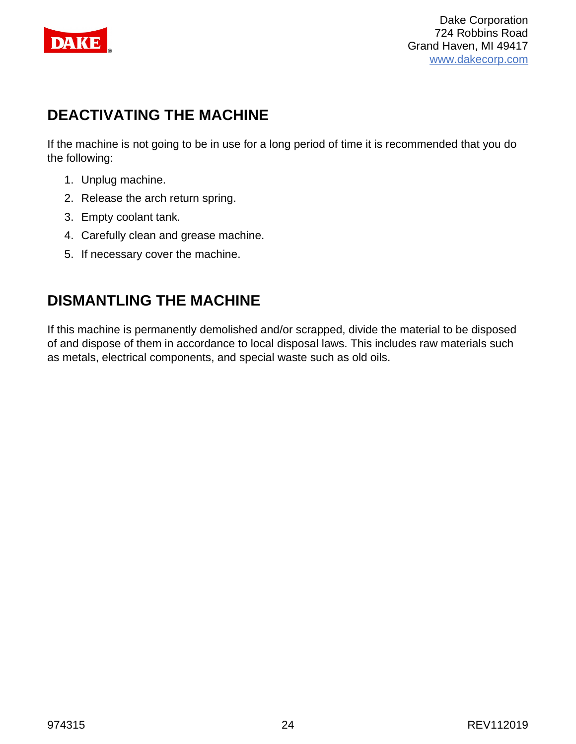## DEACTIVATING THE MACHINE

If the machine is not going to be in use for a long period of time it is recommended that you do the following:

1. Unplug machine.
2. Release the arch return spring.
3. Empty coolant tank.
4. Carefully clean and grease machine.
5. If necessary cover the machine.

## DISMANTLING THE MACHINE

If this machine is permanently demolished and/or scrapped, divide the material to be disposed of and dispose of them in accordance to local disposal laws. This includes raw materials such as metals, electrical components, and special waste such as old oils.